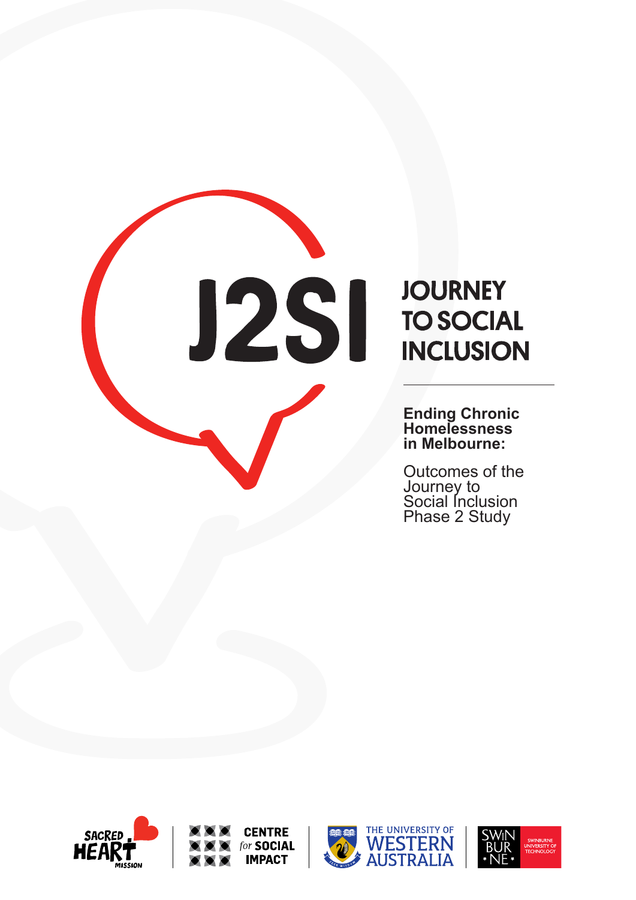# J2SI

# JOURNEY TO SOCIAL INCLUSION

**Ending Chronic Homelessness in Melbourne:**

Outcomes of the Journey to Social Inclusion Phase 2 Study

SACRED HEART MISSION

CENTRE *for* SOCIAL IMPACT

THE UNIVERSITY OF WESTERN AUSTRALIA

SWINBURNE UNIVERSITY OF TECHNOLOGY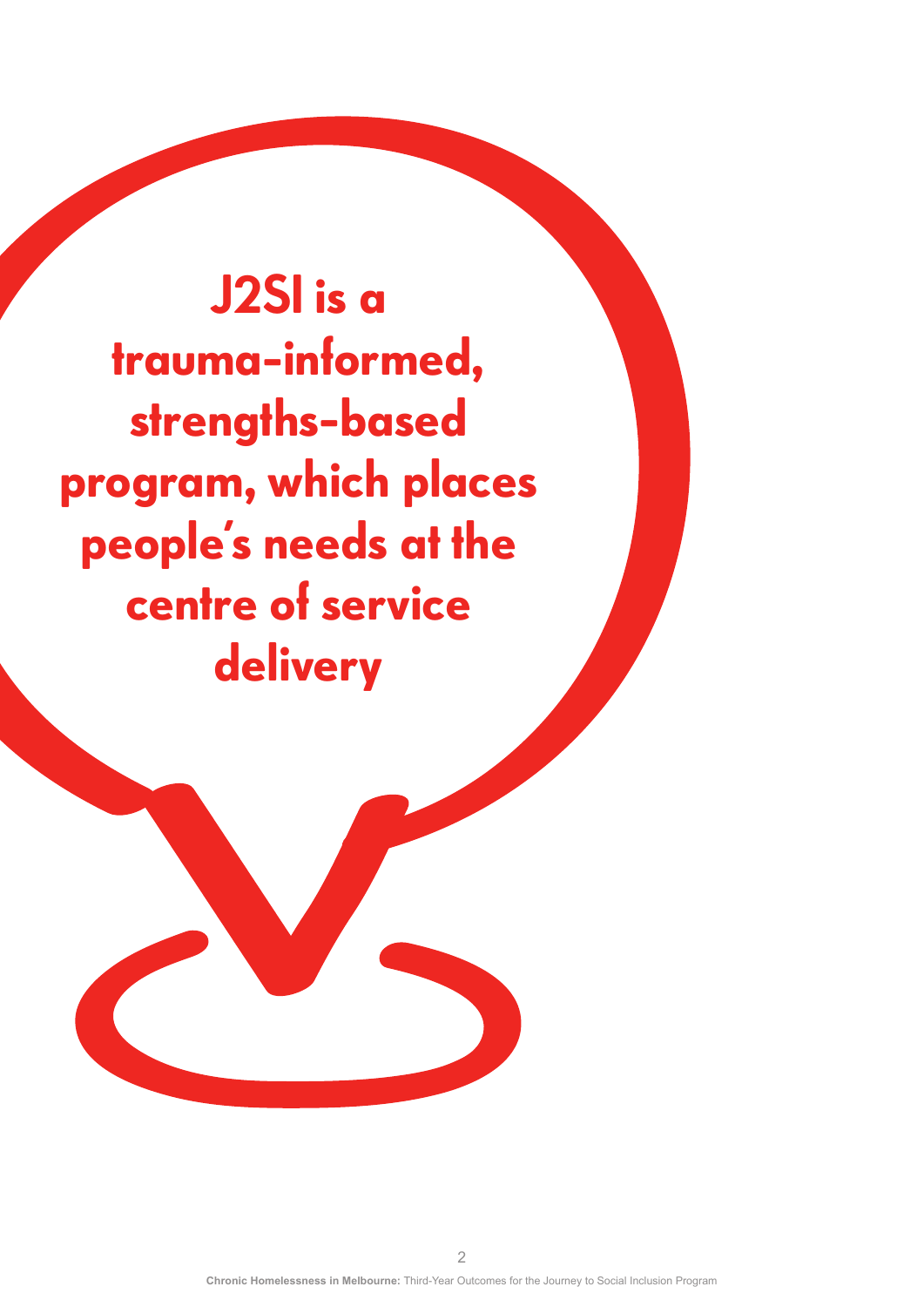**J2SI is a trauma-informed, strengths-based program, which places people's needs at the centre of service delivery**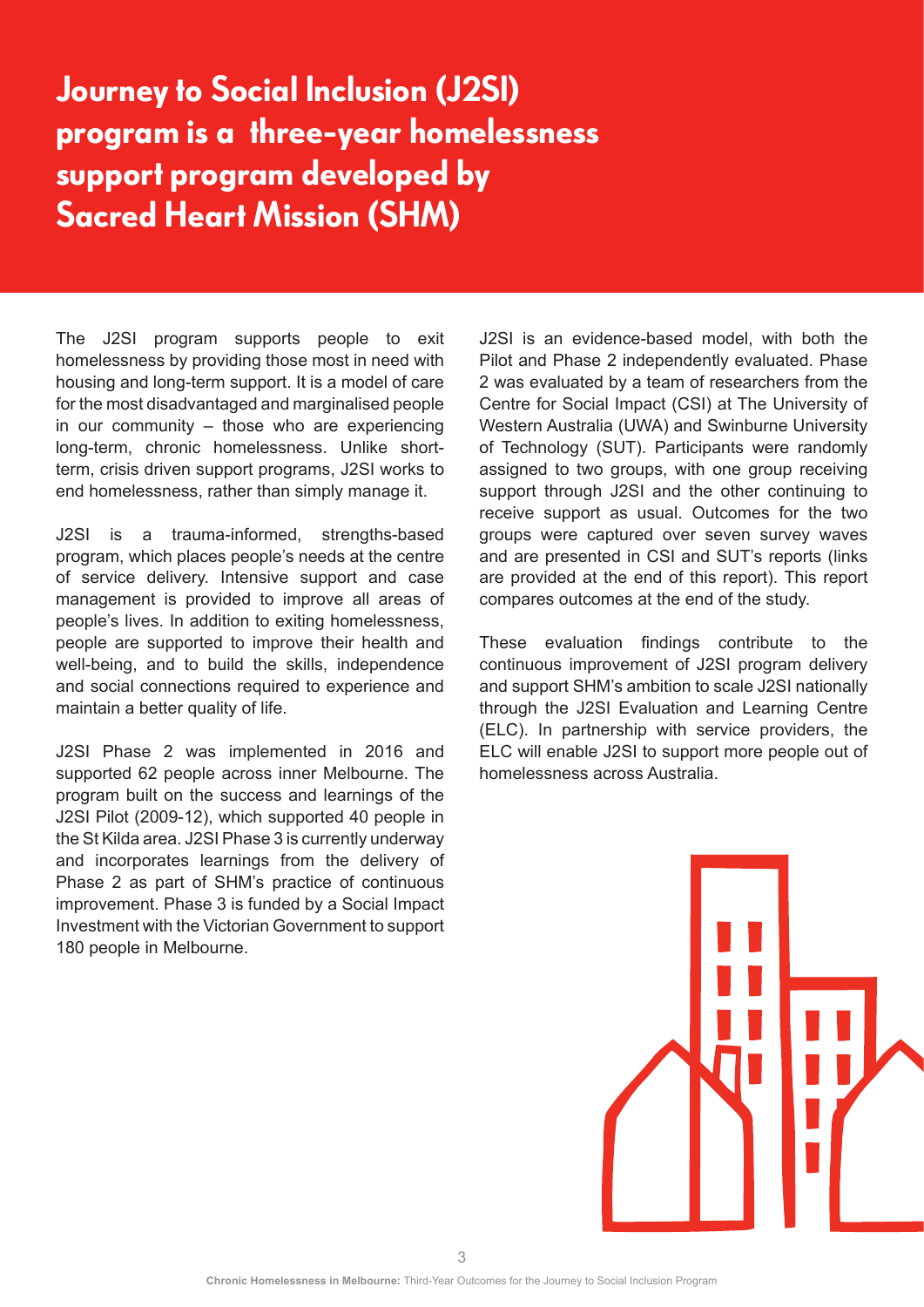# Journey to Social Inclusion (J2SI) program is a three-year homelessness support program developed by Sacred Heart Mission (SHM)

The J2SI program supports people to exit homelessness by providing those most in need with housing and long-term support. It is a model of care for the most disadvantaged and marginalised people in our community – those who are experiencing long-term, chronic homelessness. Unlike short-term, crisis driven support programs, J2SI works to end homelessness, rather than simply manage it.

J2SI is a trauma-informed, strengths-based program, which places people's needs at the centre of service delivery. Intensive support and case management is provided to improve all areas of people's lives. In addition to exiting homelessness, people are supported to improve their health and well-being, and to build the skills, independence and social connections required to experience and maintain a better quality of life.

J2SI Phase 2 was implemented in 2016 and supported 62 people across inner Melbourne. The program built on the success and learnings of the J2SI Pilot (2009-12), which supported 40 people in the St Kilda area. J2SI Phase 3 is currently underway and incorporates learnings from the delivery of Phase 2 as part of SHM's practice of continuous improvement. Phase 3 is funded by a Social Impact Investment with the Victorian Government to support 180 people in Melbourne.

J2SI is an evidence-based model, with both the Pilot and Phase 2 independently evaluated. Phase 2 was evaluated by a team of researchers from the Centre for Social Impact (CSI) at The University of Western Australia (UWA) and Swinburne University of Technology (SUT). Participants were randomly assigned to two groups, with one group receiving support through J2SI and the other continuing to receive support as usual. Outcomes for the two groups were captured over seven survey waves and are presented in CSI and SUT's reports (links are provided at the end of this report). This report compares outcomes at the end of the study.

These evaluation findings contribute to the continuous improvement of J2SI program delivery and support SHM's ambition to scale J2SI nationally through the J2SI Evaluation and Learning Centre (ELC). In partnership with service providers, the ELC will enable J2SI to support more people out of homelessness across Australia.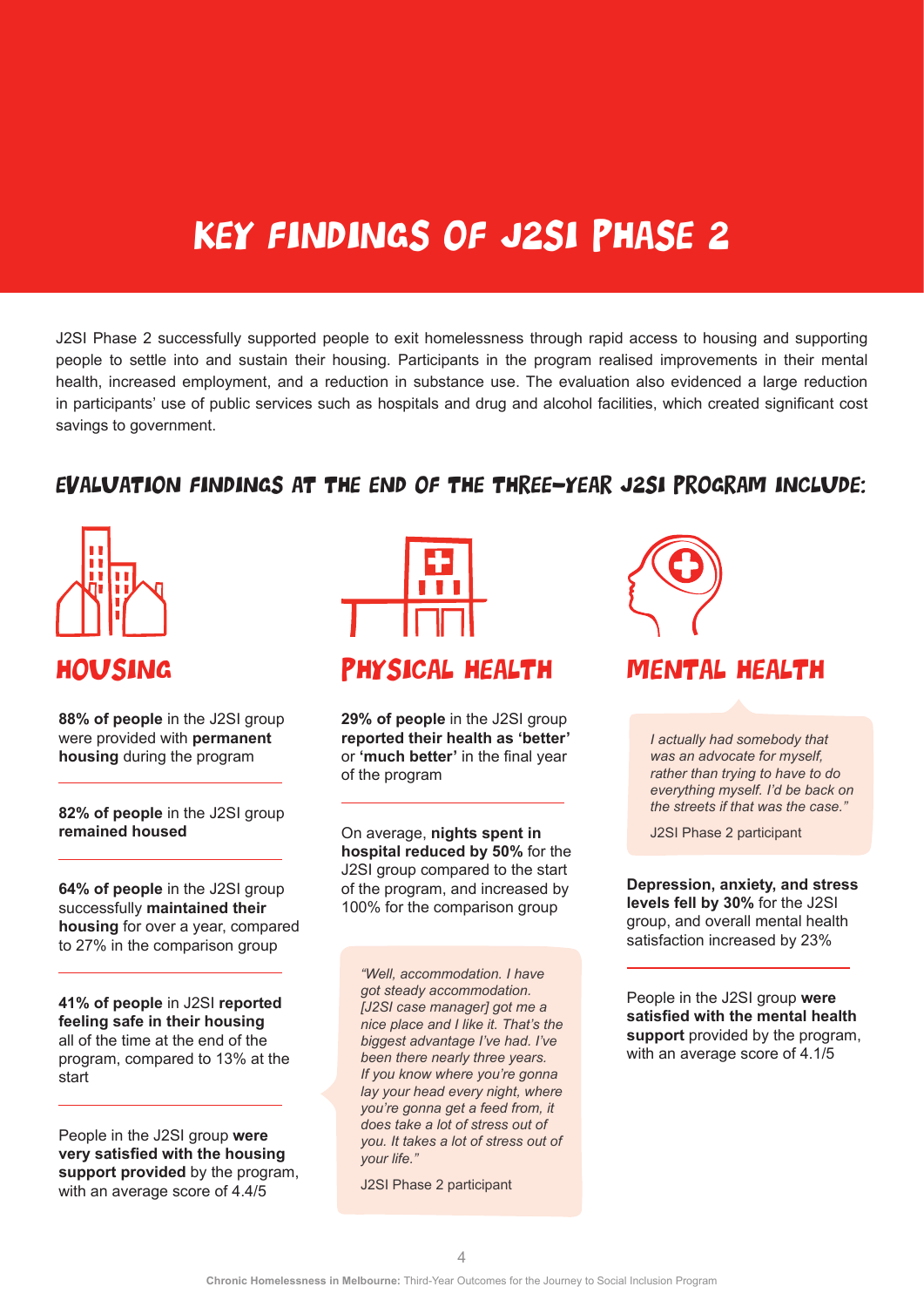# KEY FINDINGS OF J2SI PHASE 2

J2SI Phase 2 successfully supported people to exit homelessness through rapid access to housing and supporting people to settle into and sustain their housing. Participants in the program realised improvements in their mental health, increased employment, and a reduction in substance use. The evaluation also evidenced a large reduction in participants' use of public services such as hospitals and drug and alcohol facilities, which created significant cost savings to government.

## EVALUATION FINDINGS AT THE END OF THE THREE-YEAR J2SI PROGRAM INCLUDE:

### HOUSING

**88% of people** in the J2SI group were provided with **permanent housing** during the program

**82% of people** in the J2SI group **remained housed**

**64% of people** in the J2SI group successfully **maintained their housing** for over a year, compared to 27% in the comparison group

**41% of people** in J2SI **reported feeling safe in their housing** all of the time at the end of the program, compared to 13% at the start

People in the J2SI group **were very satisfied with the housing support provided** by the program, with an average score of 4.4/5

### PHYSICAL HEALTH

**29% of people** in the J2SI group **reported their health as 'better'** or **'much better'** in the final year of the program

On average, **nights spent in hospital reduced by 50%** for the J2SI group compared to the start of the program, and increased by 100% for the comparison group

> *"Well, accommodation. I have got steady accommodation. [J2SI case manager] got me a nice place and I like it. That's the biggest advantage I've had. I've been there nearly three years. If you know where you're gonna lay your head every night, where you're gonna get a feed from, it does take a lot of stress out of you. It takes a lot of stress out of your life."*
>
> J2SI Phase 2 participant

### MENTAL HEALTH

> *I actually had somebody that was an advocate for myself, rather than trying to have to do everything myself. I'd be back on the streets if that was the case."*
>
> J2SI Phase 2 participant

**Depression, anxiety, and stress levels fell by 30%** for the J2SI group, and overall mental health satisfaction increased by 23%

People in the J2SI group **were satisfied with the mental health support** provided by the program, with an average score of 4.1/5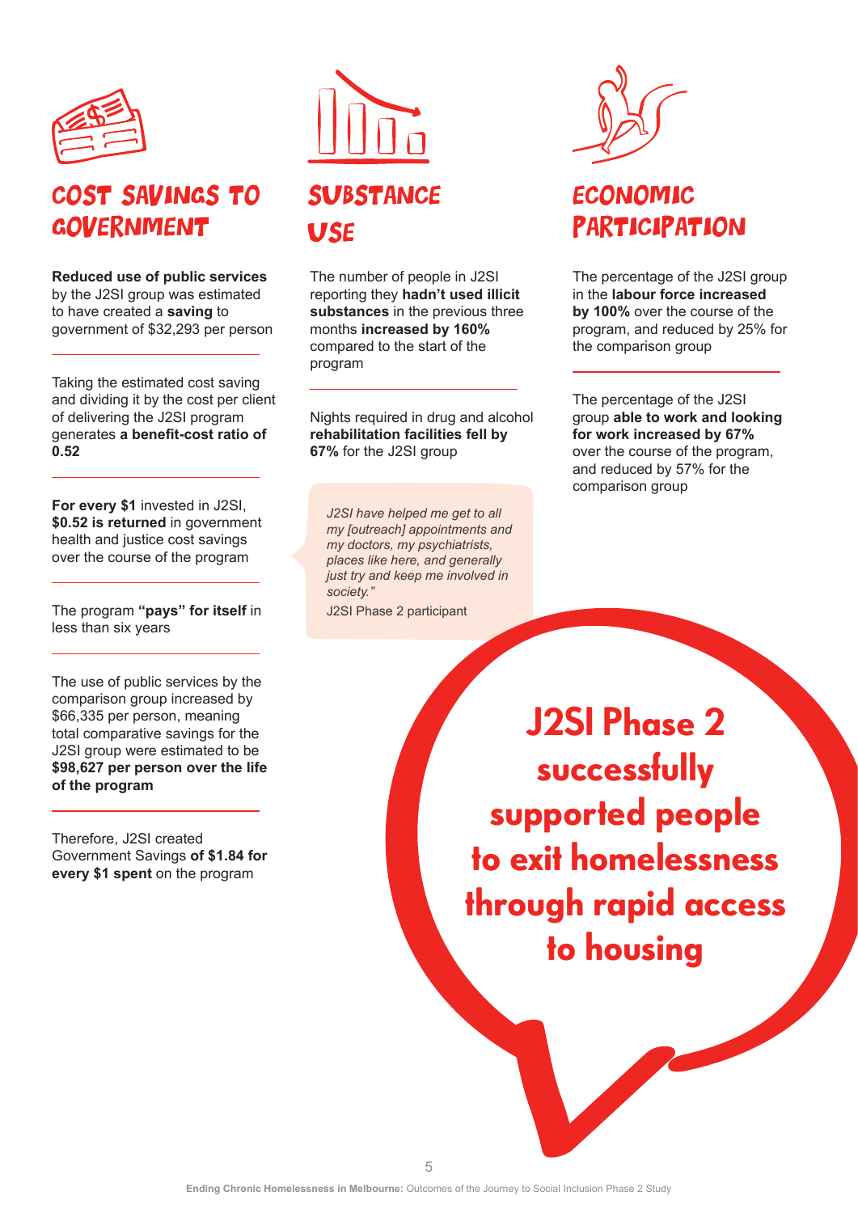## COST SAVINGS TO GOVERNMENT

**Reduced use of public services** by the J2SI group was estimated to have created a **saving** to government of $32,293 per person

Taking the estimated cost saving and dividing it by the cost per client of delivering the J2SI program generates **a benefit-cost ratio of 0.52**

**For every $1** invested in J2SI, **$0.52 is returned** in government health and justice cost savings over the course of the program

The program **"pays" for itself** in less than six years

The use of public services by the comparison group increased by $66,335 per person, meaning total comparative savings for the J2SI group were estimated to be **$98,627 per person over the life of the program**

Therefore, J2SI created Government Savings **of $1.84 for every $1 spent** on the program

## SUBSTANCE USE

The number of people in J2SI reporting they **hadn't used illicit substances** in the previous three months **increased by 160%** compared to the start of the program

Nights required in drug and alcohol **rehabilitation facilities fell by 67%** for the J2SI group

> *J2SI have helped me get to all my [outreach] appointments and my doctors, my psychiatrists, places like here, and generally just try and keep me involved in society."*
>
> J2SI Phase 2 participant

## ECONOMIC PARTICIPATION

The percentage of the J2SI group in the **labour force increased by 100%** over the course of the program, and reduced by 25% for the comparison group

The percentage of the J2SI group **able to work and looking for work increased by 67%** over the course of the program, and reduced by 57% for the comparison group

**J2SI Phase 2 successfully supported people to exit homelessness through rapid access to housing**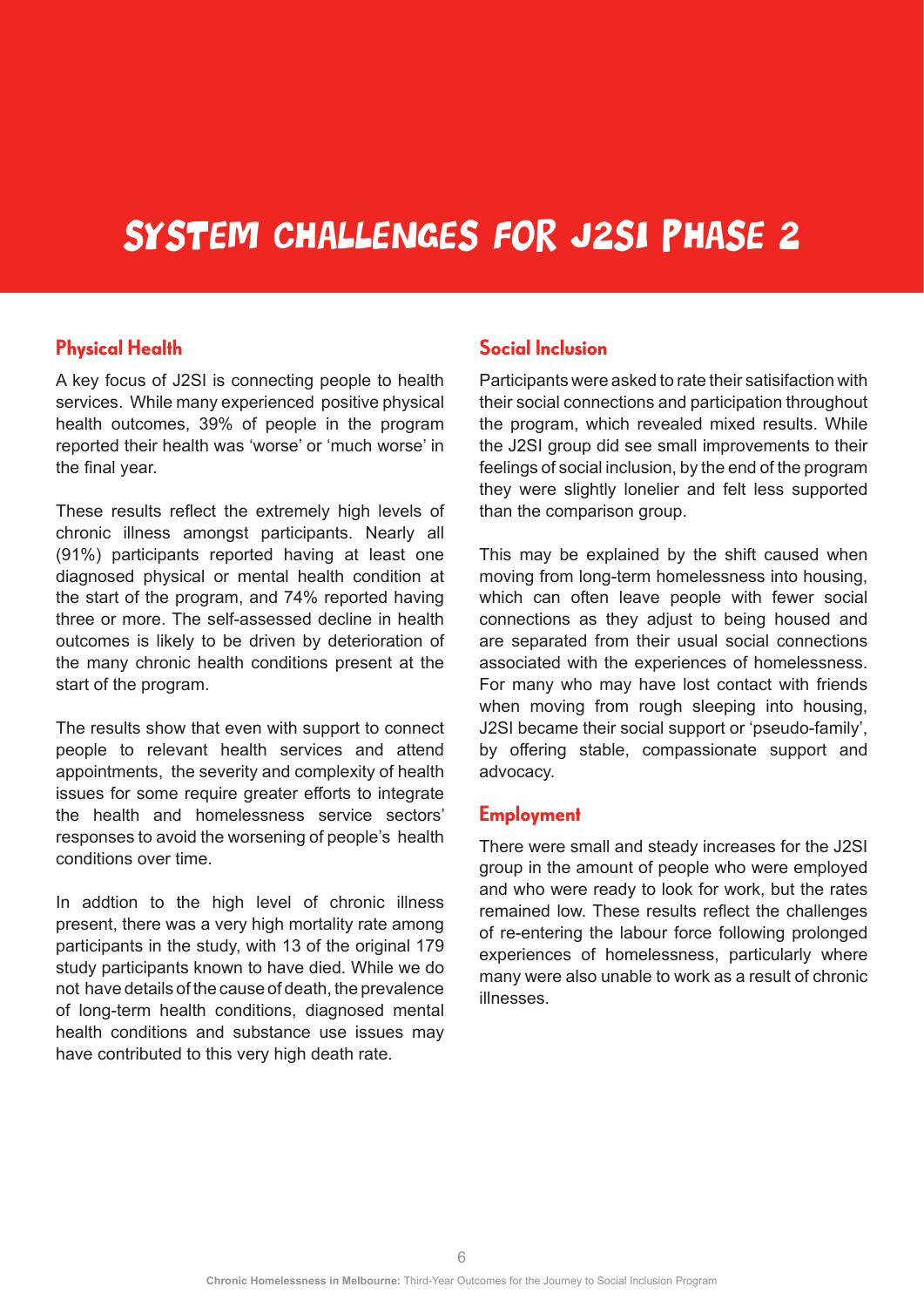# SYSTEM CHALLENGES FOR J2SI PHASE 2

## Physical Health

A key focus of J2SI is connecting people to health services. While many experienced positive physical health outcomes, 39% of people in the program reported their health was 'worse' or 'much worse' in the final year.

These results reflect the extremely high levels of chronic illness amongst participants. Nearly all (91%) participants reported having at least one diagnosed physical or mental health condition at the start of the program, and 74% reported having three or more. The self-assessed decline in health outcomes is likely to be driven by deterioration of the many chronic health conditions present at the start of the program.

The results show that even with support to connect people to relevant health services and attend appointments, the severity and complexity of health issues for some require greater efforts to integrate the health and homelessness service sectors' responses to avoid the worsening of people's health conditions over time.

In addtion to the high level of chronic illness present, there was a very high mortality rate among participants in the study, with 13 of the original 179 study participants known to have died. While we do not have details of the cause of death, the prevalence of long-term health conditions, diagnosed mental health conditions and substance use issues may have contributed to this very high death rate.

## Social Inclusion

Participants were asked to rate their satisifaction with their social connections and participation throughout the program, which revealed mixed results. While the J2SI group did see small improvements to their feelings of social inclusion, by the end of the program they were slightly lonelier and felt less supported than the comparison group.

This may be explained by the shift caused when moving from long-term homelessness into housing, which can often leave people with fewer social connections as they adjust to being housed and are separated from their usual social connections associated with the experiences of homelessness. For many who may have lost contact with friends when moving from rough sleeping into housing, J2SI became their social support or 'pseudo-family', by offering stable, compassionate support and advocacy.

## Employment

There were small and steady increases for the J2SI group in the amount of people who were employed and who were ready to look for work, but the rates remained low. These results reflect the challenges of re-entering the labour force following prolonged experiences of homelessness, particularly where many were also unable to work as a result of chronic illnesses.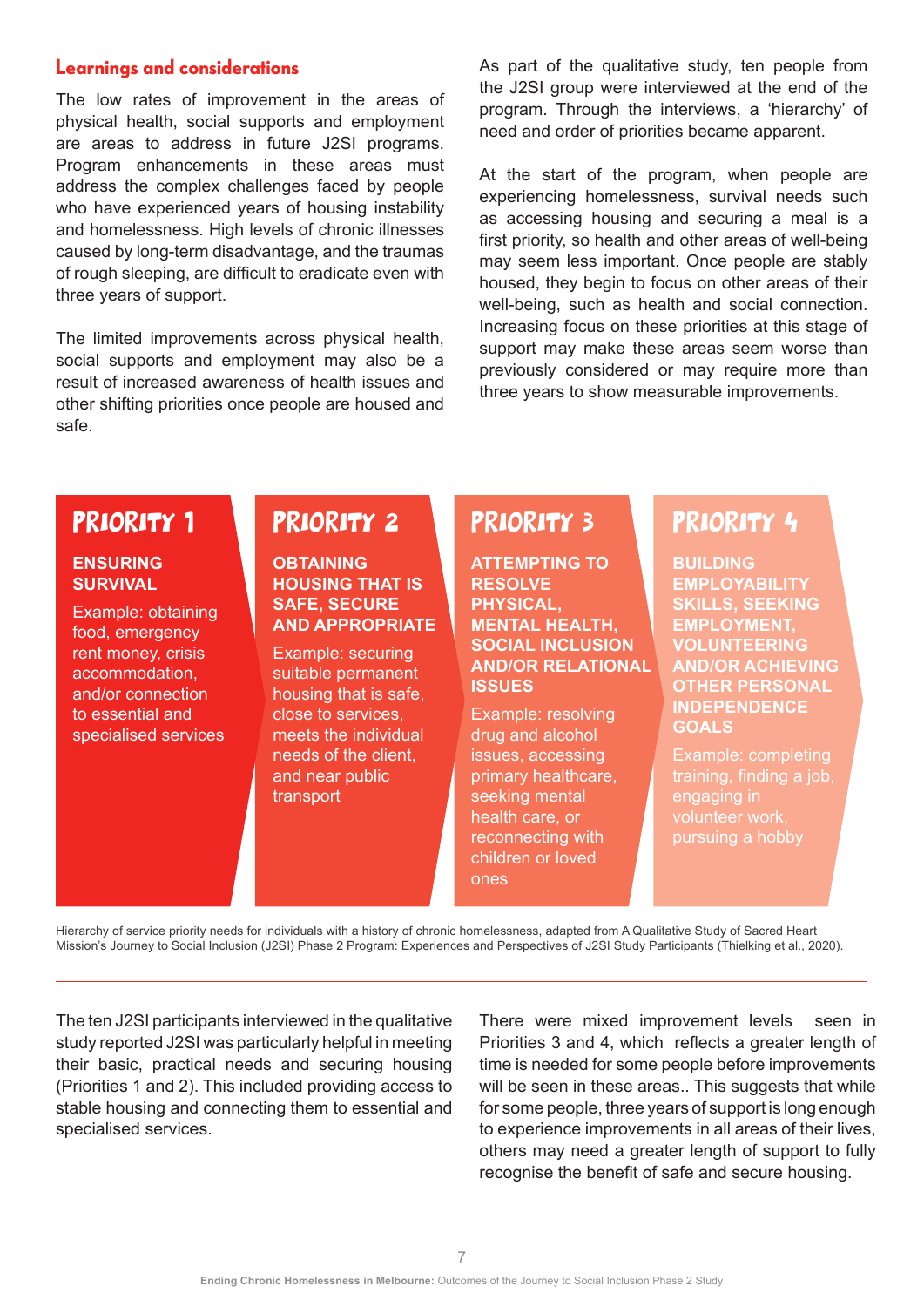## Learnings and considerations

The low rates of improvement in the areas of physical health, social supports and employment are areas to address in future J2SI programs. Program enhancements in these areas must address the complex challenges faced by people who have experienced years of housing instability and homelessness. High levels of chronic illnesses caused by long-term disadvantage, and the traumas of rough sleeping, are difficult to eradicate even with three years of support.

The limited improvements across physical health, social supports and employment may also be a result of increased awareness of health issues and other shifting priorities once people are housed and safe.

As part of the qualitative study, ten people from the J2SI group were interviewed at the end of the program. Through the interviews, a 'hierarchy' of need and order of priorities became apparent.

At the start of the program, when people are experiencing homelessness, survival needs such as accessing housing and securing a meal is a first priority, so health and other areas of well-being may seem less important. Once people are stably housed, they begin to focus on other areas of their well-being, such as health and social connection. Increasing focus on these priorities at this stage of support may make these areas seem worse than previously considered or may require more than three years to show measurable improvements.

### PRIORITY 1

**ENSURING SURVIVAL**

Example: obtaining food, emergency rent money, crisis accommodation, and/or connection to essential and specialised services

### PRIORITY 2

**OBTAINING HOUSING THAT IS SAFE, SECURE AND APPROPRIATE**

Example: securing suitable permanent housing that is safe, close to services, meets the individual needs of the client, and near public transport

### PRIORITY 3

**ATTEMPTING TO RESOLVE PHYSICAL, MENTAL HEALTH, SOCIAL INCLUSION AND/OR RELATIONAL ISSUES**

Example: resolving drug and alcohol issues, accessing primary healthcare, seeking mental health care, or reconnecting with children or loved ones

### PRIORITY 4

**BUILDING EMPLOYABILITY SKILLS, SEEKING EMPLOYMENT, VOLUNTEERING AND/OR ACHIEVING OTHER PERSONAL INDEPENDENCE GOALS**

Example: completing training, finding a job, engaging in volunteer work, pursuing a hobby

Hierarchy of service priority needs for individuals with a history of chronic homelessness, adapted from A Qualitative Study of Sacred Heart Mission's Journey to Social Inclusion (J2SI) Phase 2 Program: Experiences and Perspectives of J2SI Study Participants (Thielking et al., 2020).

The ten J2SI participants interviewed in the qualitative study reported J2SI was particularly helpful in meeting their basic, practical needs and securing housing (Priorities 1 and 2). This included providing access to stable housing and connecting them to essential and specialised services.

There were mixed improvement levels seen in Priorities 3 and 4, which reflects a greater length of time is needed for some people before improvements will be seen in these areas.. This suggests that while for some people, three years of support is long enough to experience improvements in all areas of their lives, others may need a greater length of support to fully recognise the benefit of safe and secure housing.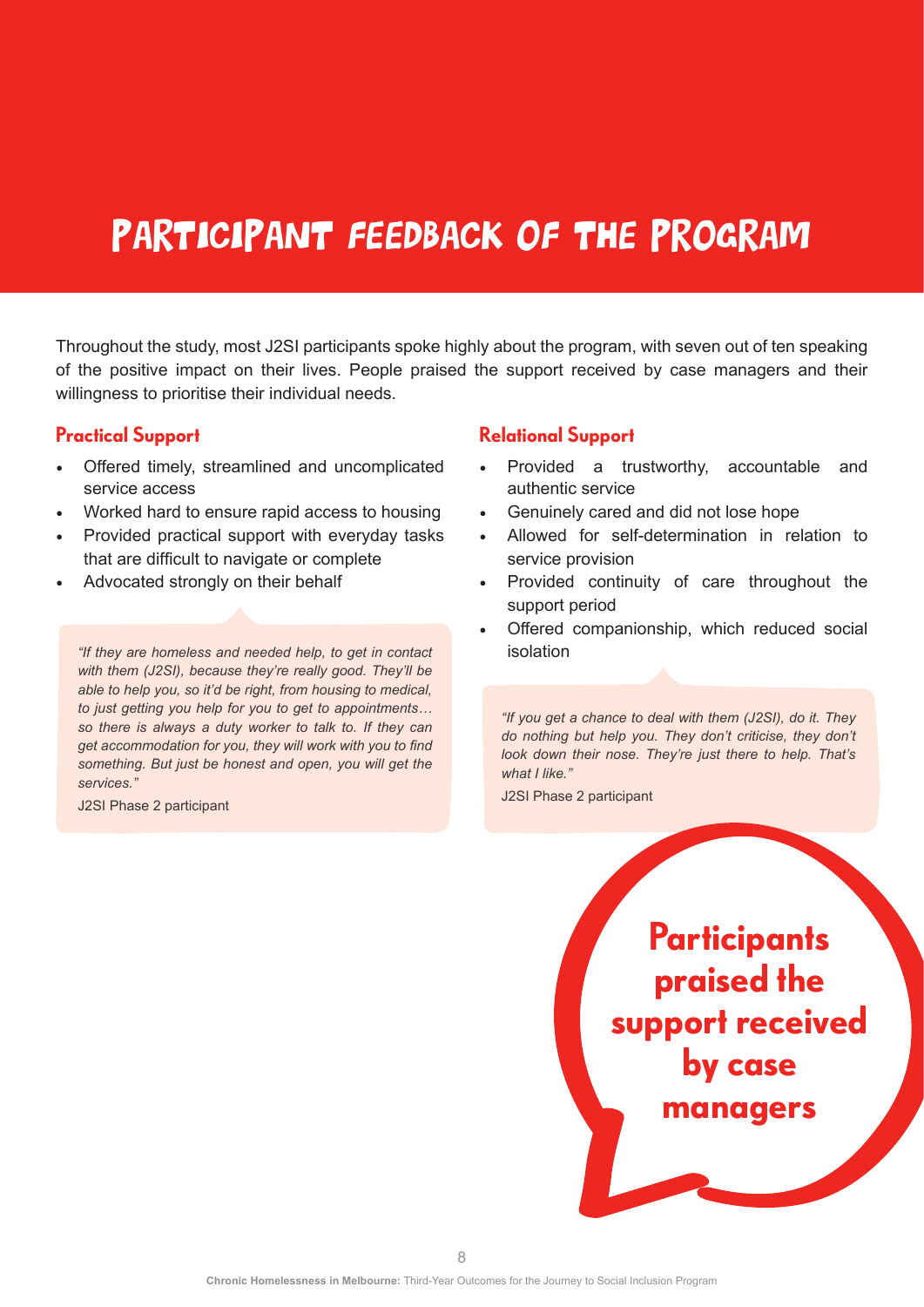# PARTICIPANT FEEDBACK OF THE PROGRAM

Throughout the study, most J2SI participants spoke highly about the program, with seven out of ten speaking of the positive impact on their lives. People praised the support received by case managers and their willingness to prioritise their individual needs.

## Practical Support

- Offered timely, streamlined and uncomplicated service access
- Worked hard to ensure rapid access to housing
- Provided practical support with everyday tasks that are difficult to navigate or complete
- Advocated strongly on their behalf

*"If they are homeless and needed help, to get in contact with them (J2SI), because they're really good. They'll be able to help you, so it'd be right, from housing to medical, to just getting you help for you to get to appointments… so there is always a duty worker to talk to. If they can get accommodation for you, they will work with you to find something. But just be honest and open, you will get the services."*

J2SI Phase 2 participant

## Relational Support

- Provided a trustworthy, accountable and authentic service
- Genuinely cared and did not lose hope
- Allowed for self-determination in relation to service provision
- Provided continuity of care throughout the support period
- Offered companionship, which reduced social isolation

*"If you get a chance to deal with them (J2SI), do it. They do nothing but help you. They don't criticise, they don't look down their nose. They're just there to help. That's what I like."*

J2SI Phase 2 participant

**Participants praised the support received by case managers**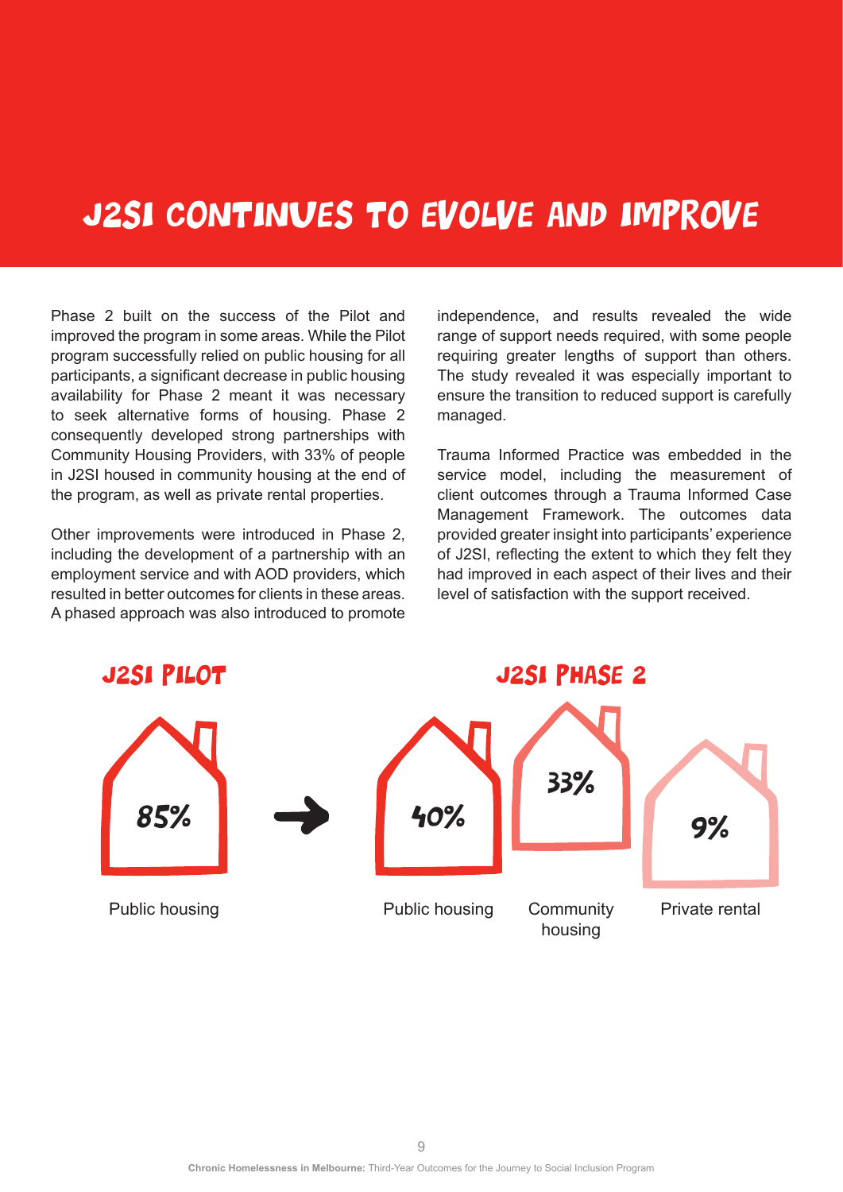# J2SI CONTINUES TO EVOLVE AND IMPROVE

Phase 2 built on the success of the Pilot and improved the program in some areas. While the Pilot program successfully relied on public housing for all participants, a significant decrease in public housing availability for Phase 2 meant it was necessary to seek alternative forms of housing. Phase 2 consequently developed strong partnerships with Community Housing Providers, with 33% of people in J2SI housed in community housing at the end of the program, as well as private rental properties.

Other improvements were introduced in Phase 2, including the development of a partnership with an employment service and with AOD providers, which resulted in better outcomes for clients in these areas. A phased approach was also introduced to promote independence, and results revealed the wide range of support needs required, with some people requiring greater lengths of support than others. The study revealed it was especially important to ensure the transition to reduced support is carefully managed.

Trauma Informed Practice was embedded in the service model, including the measurement of client outcomes through a Trauma Informed Case Management Framework. The outcomes data provided greater insight into participants' experience of J2SI, reflecting the extent to which they felt they had improved in each aspect of their lives and their level of satisfaction with the support received.

## J2SI PILOT

85% — Public housing

## J2SI PHASE 2

40% — Public housing

33% — Community housing

9% — Private rental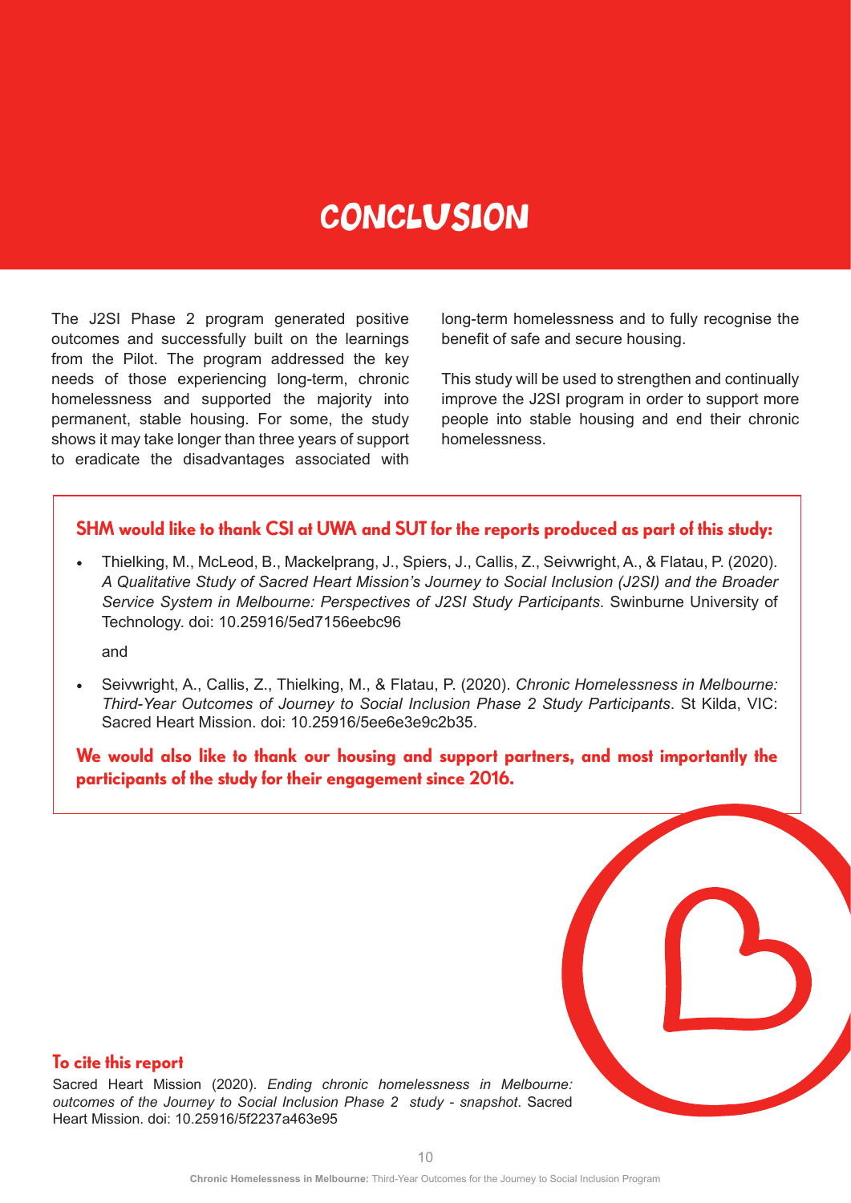# CONCLUSION

The J2SI Phase 2 program generated positive outcomes and successfully built on the learnings from the Pilot. The program addressed the key needs of those experiencing long-term, chronic homelessness and supported the majority into permanent, stable housing. For some, the study shows it may take longer than three years of support to eradicate the disadvantages associated with long-term homelessness and to fully recognise the benefit of safe and secure housing.

This study will be used to strengthen and continually improve the J2SI program in order to support more people into stable housing and end their chronic homelessness.

**SHM would like to thank CSI at UWA and SUT for the reports produced as part of this study:**

- Thielking, M., McLeod, B., Mackelprang, J., Spiers, J., Callis, Z., Seivwright, A., & Flatau, P. (2020). *A Qualitative Study of Sacred Heart Mission's Journey to Social Inclusion (J2SI) and the Broader Service System in Melbourne: Perspectives of J2SI Study Participants*. Swinburne University of Technology. doi: 10.25916/5ed7156eebc96

  and

- Seivwright, A., Callis, Z., Thielking, M., & Flatau, P. (2020). *Chronic Homelessness in Melbourne: Third-Year Outcomes of Journey to Social Inclusion Phase 2 Study Participants*. St Kilda, VIC: Sacred Heart Mission. doi: 10.25916/5ee6e3e9c2b35.

**We would also like to thank our housing and support partners, and most importantly the participants of the study for their engagement since 2016.**

**To cite this report**

Sacred Heart Mission (2020). *Ending chronic homelessness in Melbourne: outcomes of the Journey to Social Inclusion Phase 2 study - snapshot*. Sacred Heart Mission. doi: 10.25916/5f2237a463e95